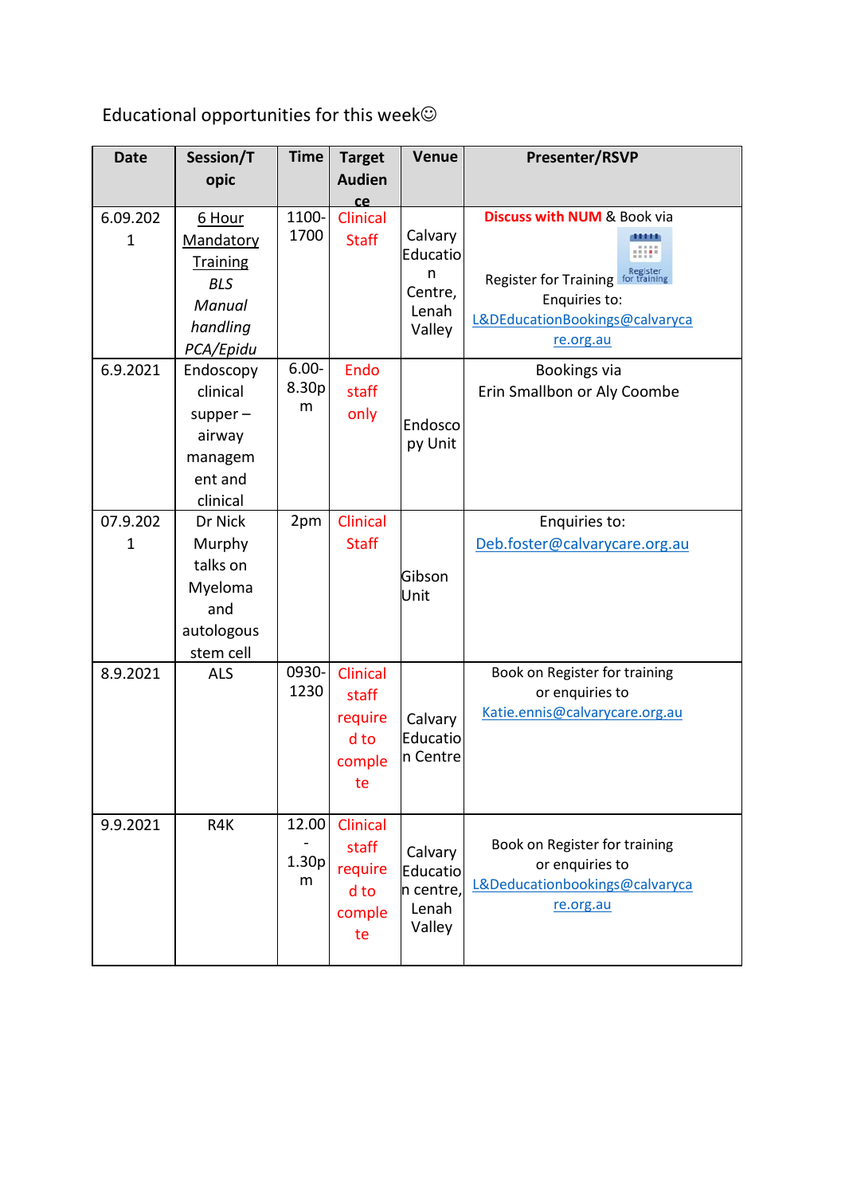Educational opportunities for this week☺

| Date | Session/Topic | Time | Target Audience | Venue | Presenter/RSVP |
|---|---|---|---|---|---|
| 6.09.2021 | 6 Hour Mandatory Training *BLS Manual handling PCA/Epidu* | 1100-1700 | Clinical Staff | Calvary Education Centre, Lenah Valley | **Discuss with NUM** & Book via Register for Training Enquiries to: L&DEducationBookings@calvarycare.org.au |
| 6.9.2021 | Endoscopy clinical supper – airway management and clinical | 6.00-8.30pm | Endo staff only | Endoscopy Unit | Bookings via Erin Smallbon or Aly Coombe |
| 07.9.2021 | Dr Nick Murphy talks on Myeloma and autologous stem cell | 2pm | Clinical Staff | Gibson Unit | Enquiries to: Deb.foster@calvarycare.org.au |
| 8.9.2021 | ALS | 0930-1230 | Clinical staff required to complete | Calvary Education Centre | Book on Register for training or enquiries to Katie.ennis@calvarycare.org.au |
| 9.9.2021 | R4K | 12.00 - 1.30pm | Clinical staff required to complete | Calvary Education centre, Lenah Valley | Book on Register for training or enquiries to L&Deducationbookings@calvarycare.org.au |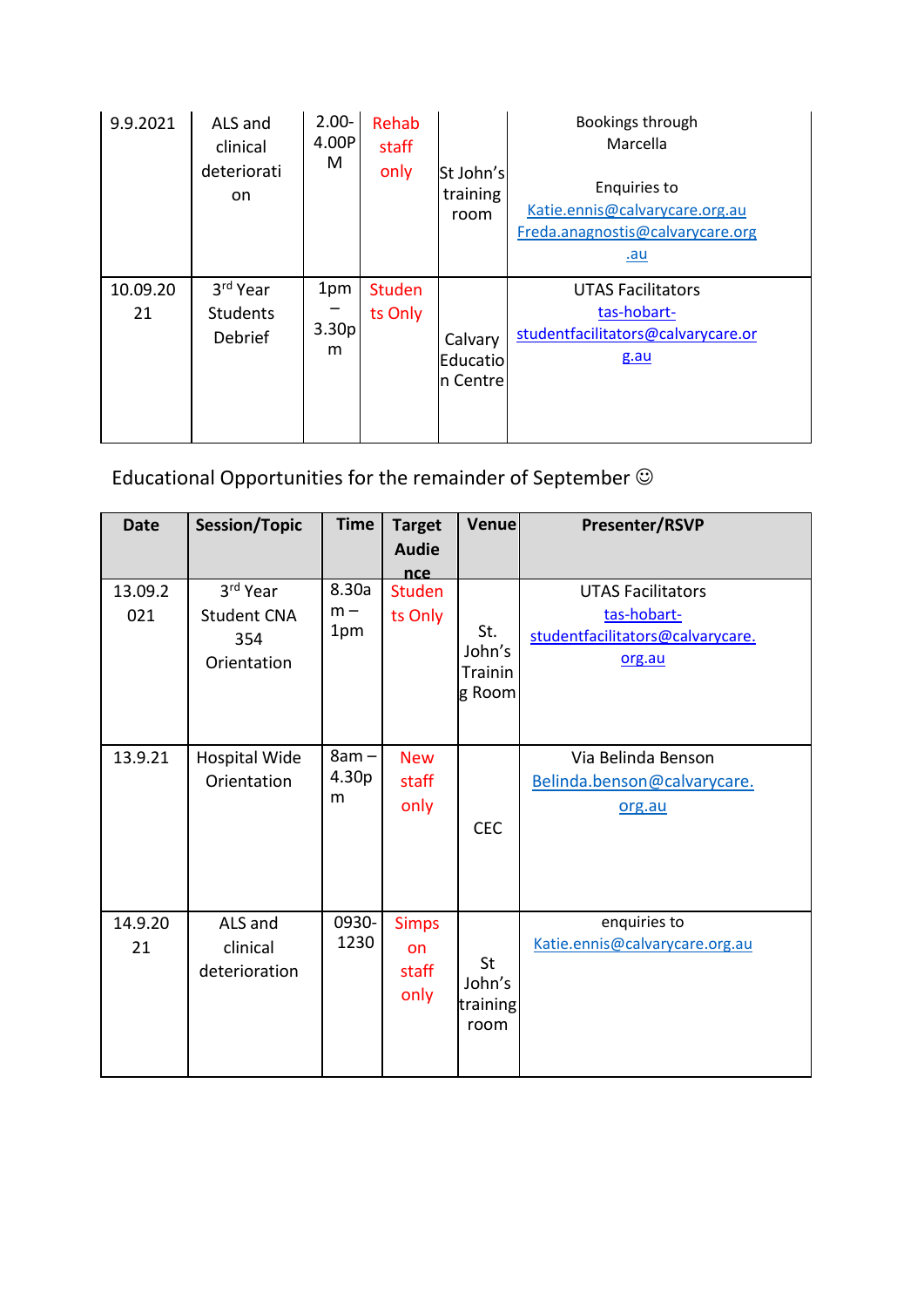| | | | | | |
|---|---|---|---|---|---|
| 9.9.2021 | ALS and clinical deterioration | 2.00-4.00PM | Rehab staff only | St John's training room | Bookings through Marcella<br><br>Enquiries to Katie.ennis@calvarycare.org.au Freda.anagnostis@calvarycare.org.au |
| 10.09.2021 | 3rd Year Students Debrief | 1pm – 3.30pm | Students Only | Calvary Education Centre | UTAS Facilitators tas-hobart-studentfacilitators@calvarycare.org.au |

Educational Opportunities for the remainder of September ☺

| Date | Session/Topic | Time | Target Audience | Venue | Presenter/RSVP |
|---|---|---|---|---|---|
| 13.09.2021 | 3rd Year Student CNA 354 Orientation | 8.30am – 1pm | Students Only | St. John's Training Room | UTAS Facilitators tas-hobart-studentfacilitators@calvarycare.org.au |
| 13.9.21 | Hospital Wide Orientation | 8am – 4.30pm | New staff only | CEC | Via Belinda Benson Belinda.benson@calvarycare.org.au |
| 14.9.2021 | ALS and clinical deterioration | 0930-1230 | Simps on staff only | St John's training room | enquiries to Katie.ennis@calvarycare.org.au |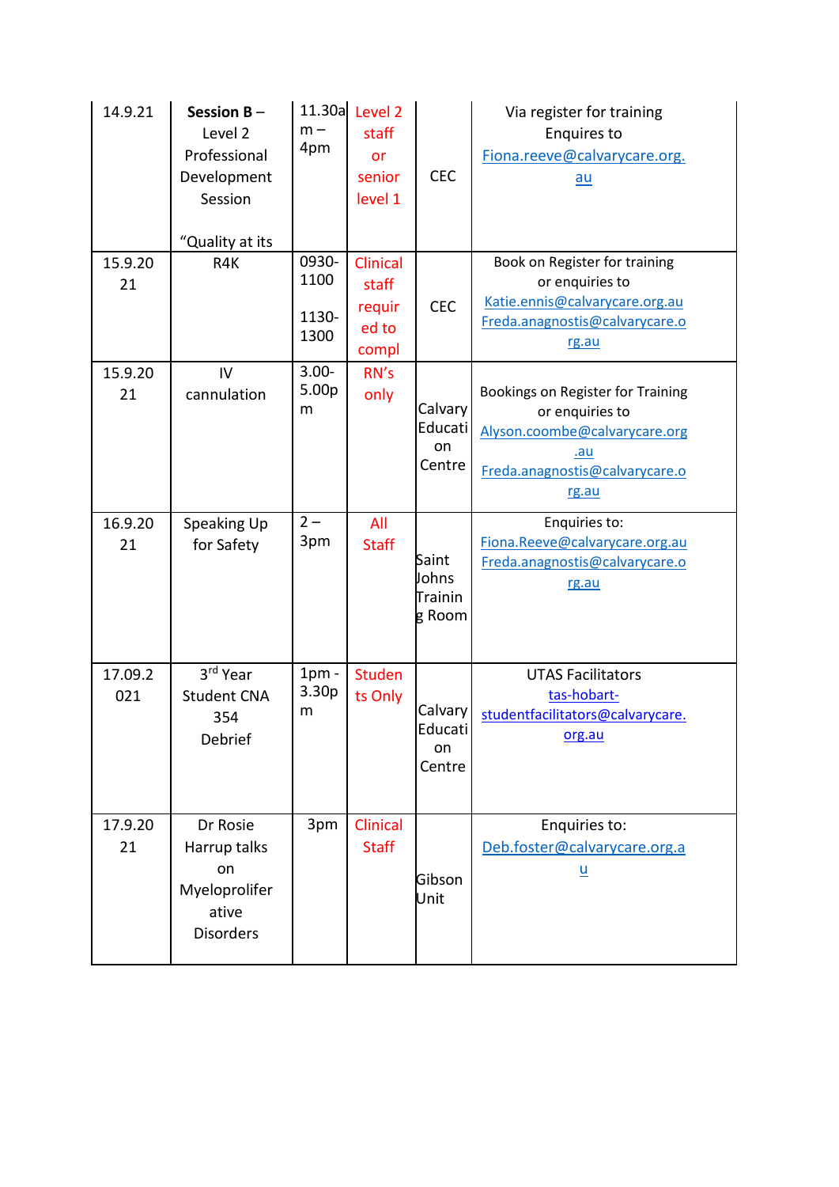| | | | | | |
|---|---|---|---|---|---|
| 14.9.21 | **Session B** – Level 2 Professional Development Session<br><br>"Quality at its | 11.30am – 4pm | Level 2 staff or senior level 1 | CEC | Via register for training Enquires to Fiona.reeve@calvarycare.org.au |
| 15.9.2021 | R4K | 0930-1100<br><br>1130-1300 | Clinical staff required to compl | CEC | Book on Register for training or enquiries to Katie.ennis@calvarycare.org.au Freda.anagnostis@calvarycare.org.au |
| 15.9.2021 | IV cannulation | 3.00-5.00pm | RN's only | Calvary Education Centre | Bookings on Register for Training or enquiries to Alyson.coombe@calvarycare.org.au Freda.anagnostis@calvarycare.org.au |
| 16.9.2021 | Speaking Up for Safety | 2 – 3pm | All Staff | Saint Johns Training Room | Enquiries to: Fiona.Reeve@calvarycare.org.au Freda.anagnostis@calvarycare.org.au |
| 17.09.2021 | 3rd Year Student CNA 354 Debrief | 1pm - 3.30pm | Students Only | Calvary Education Centre | UTAS Facilitators tas-hobart-studentfacilitators@calvarycare.org.au |
| 17.9.2021 | Dr Rosie Harrup talks on Myeloproliferative Disorders | 3pm | Clinical Staff | Gibson Unit | Enquiries to: Deb.foster@calvarycare.org.au |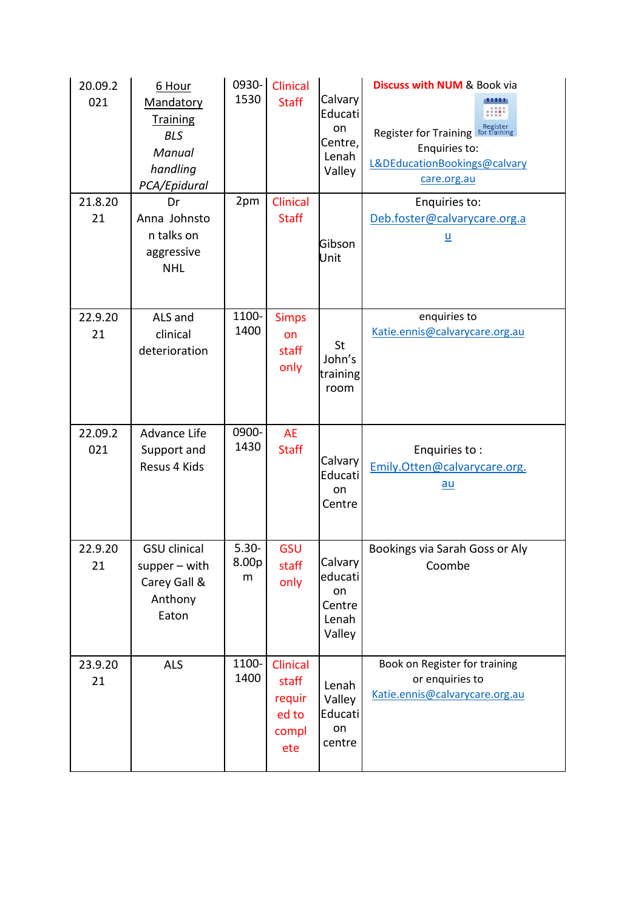| | | | | | |
|---|---|---|---|---|---|
| 20.09.2021 | 6 Hour Mandatory Training *BLS* *Manual handling* *PCA/Epidural* | 0930-1530 | Clinical Staff | Calvary Education Centre, Lenah Valley | **Discuss with NUM** & Book via Register for Training Enquiries to: L&DEducationBookings@calvarycare.org.au |
| 21.8.2021 | Dr Anna Johnston talks on aggressive NHL | 2pm | Clinical Staff | Gibson Unit | Enquiries to: Deb.foster@calvarycare.org.au |
| 22.9.2021 | ALS and clinical deterioration | 1100-1400 | Simpson staff only | St John's training room | enquiries to Katie.ennis@calvarycare.org.au |
| 22.09.2021 | Advance Life Support and Resus 4 Kids | 0900-1430 | AE Staff | Calvary Education Centre | Enquiries to : Emily.Otten@calvarycare.org.au |
| 22.9.2021 | GSU clinical supper – with Carey Gall & Anthony Eaton | 5.30-8.00pm | GSU staff only | Calvary education Centre Lenah Valley | Bookings via Sarah Goss or Aly Coombe |
| 23.9.2021 | ALS | 1100-1400 | Clinical staff required to complete | Lenah Valley Education centre | Book on Register for training or enquiries to Katie.ennis@calvarycare.org.au |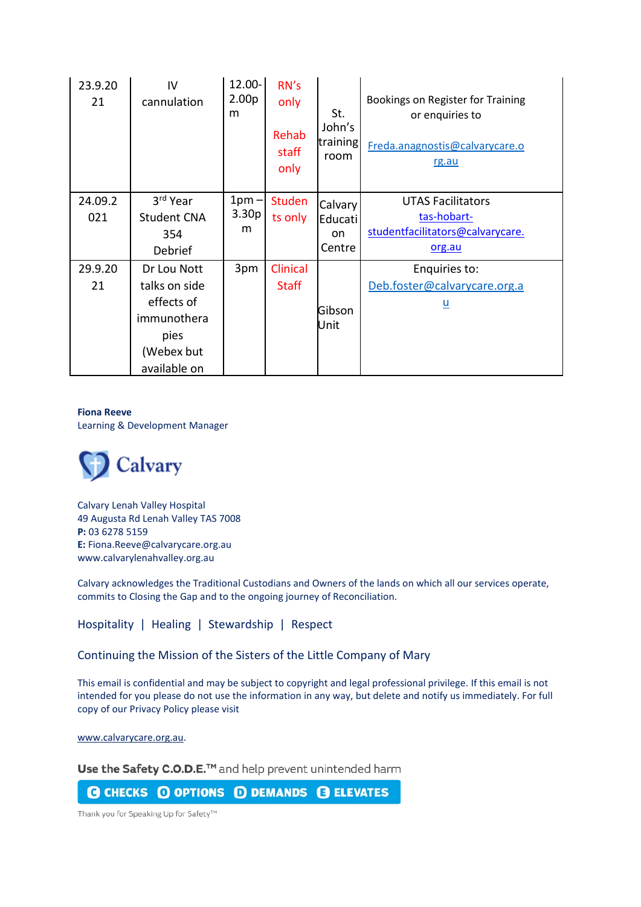| | | | | | |
|---|---|---|---|---|---|
| 23.9.2021 | IV cannulation | 12.00-2.00pm | RN's only<br><br>Rehab staff only | St. John's training room | Bookings on Register for Training or enquiries to<br><br>Freda.anagnostis@calvarycare.org.au |
| 24.09.2021 | 3rd Year Student CNA 354 Debrief | 1pm – 3.30pm | Students only | Calvary Education Centre | UTAS Facilitators tas-hobart-studentfacilitators@calvarycare.org.au |
| 29.9.2021 | Dr Lou Nott talks on side effects of immunotherapies (Webex but available on | 3pm | Clinical Staff | Gibson Unit | Enquiries to: Deb.foster@calvarycare.org.au |

**Fiona Reeve**
Learning & Development Manager

Calvary

Calvary Lenah Valley Hospital
49 Augusta Rd Lenah Valley TAS 7008
**P:** 03 6278 5159
**E:** Fiona.Reeve@calvarycare.org.au
www.calvarylenahvalley.org.au

Calvary acknowledges the Traditional Custodians and Owners of the lands on which all our services operate, commits to Closing the Gap and to the ongoing journey of Reconciliation.

Hospitality | Healing | Stewardship | Respect

Continuing the Mission of the Sisters of the Little Company of Mary

This email is confidential and may be subject to copyright and legal professional privilege. If this email is not intended for you please do not use the information in any way, but delete and notify us immediately. For full copy of our Privacy Policy please visit

www.calvarycare.org.au.

**Use the Safety C.O.D.E.™** and help prevent unintended harm

**C CHECKS O OPTIONS D DEMANDS E ELEVATES**

Thank you for Speaking Up for Safety™